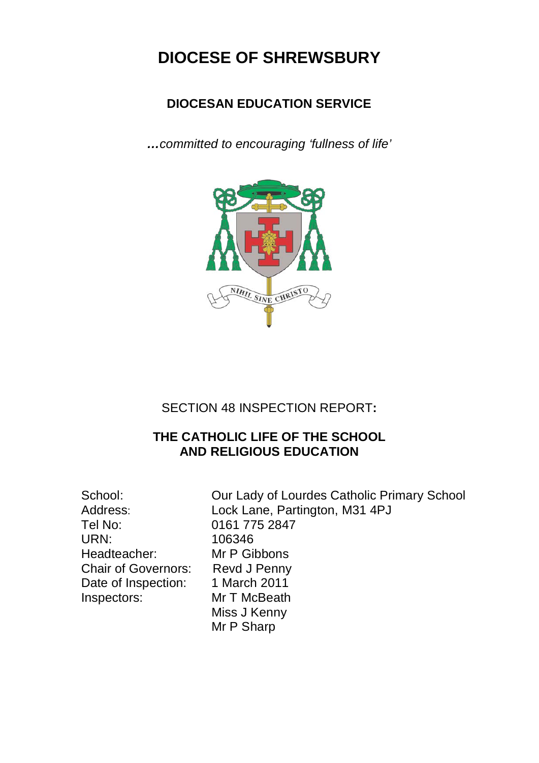# DIOCESE OF SHREWSBURY

## DIOCESAN EDUCATION SERVICE

*…committed to encouraging 'fullness of life'*

SECTION 48 INSPECTION REPORT**:**

## THE CATHOLIC LIFE OF THE SCHOOL AND RELIGIOUS EDUCATION

| | |
|---|---|
| School: | Our Lady of Lourdes Catholic Primary School |
| Address: | Lock Lane, Partington, M31 4PJ |
| Tel No: | 0161 775 2847 |
| URN: | 106346 |
| Headteacher: | Mr P Gibbons |
| Chair of Governors: | Revd J Penny |
| Date of Inspection: | 1 March 2011 |
| Inspectors: | Mr T McBeath |
| | Miss J Kenny |
| | Mr P Sharp |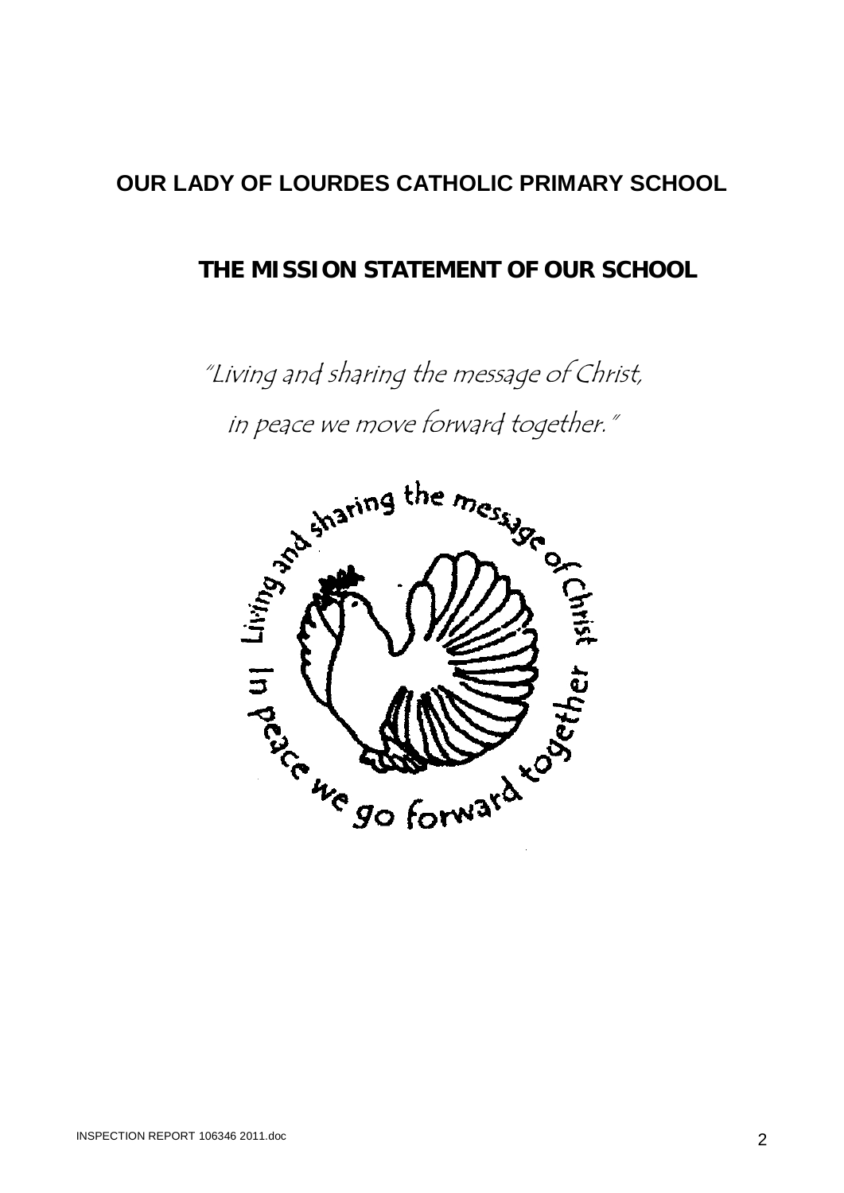**OUR LADY OF LOURDES CATHOLIC PRIMARY SCHOOL**

## THE MISSION STATEMENT OF OUR SCHOOL

*"Living and sharing the message of Christ,*

*in peace we move forward together."*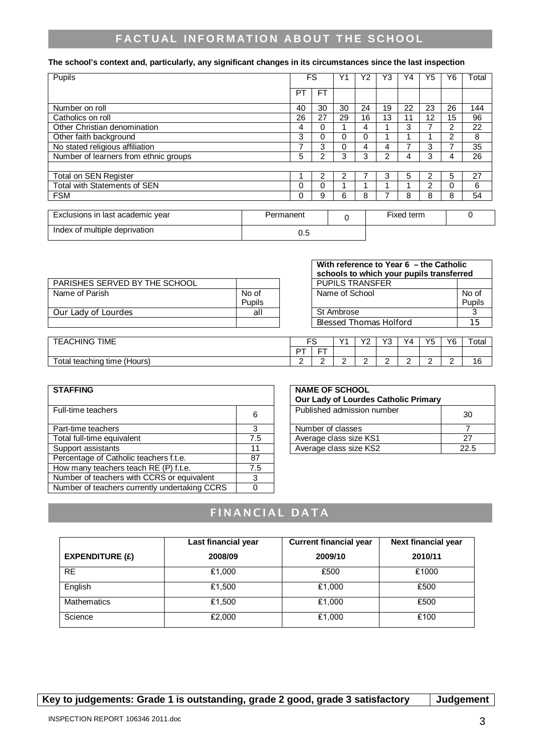# FACTUAL INFORMATION ABOUT THE SCHOOL

**The school's context and, particularly, any significant changes in its circumstances since the last inspection**

| Pupils | FS | | Y1 | Y2 | Y3 | Y4 | Y5 | Y6 | Total |
|---|---|---|---|---|---|---|---|---|---|
| | PT | FT | | | | | | | |
| Number on roll | 40 | 30 | 30 | 24 | 19 | 22 | 23 | 26 | 144 |
| Catholics on roll | 26 | 27 | 29 | 16 | 13 | 11 | 12 | 15 | 96 |
| Other Christian denomination | 4 | 0 | 1 | 4 | 1 | 3 | 7 | 2 | 22 |
| Other faith background | 3 | 0 | 0 | 0 | 1 | 1 | 1 | 2 | 8 |
| No stated religious affiliation | 7 | 3 | 0 | 4 | 4 | 7 | 3 | 7 | 35 |
| Number of learners from ethnic groups | 5 | 2 | 3 | 3 | 2 | 4 | 3 | 4 | 26 |
| | | | | | | | | | |
| Total on SEN Register | 1 | 2 | 2 | 7 | 3 | 5 | 2 | 5 | 27 |
| Total with Statements of SEN | 0 | 0 | 1 | 1 | 1 | 1 | 2 | 0 | 6 |
| FSM | 0 | 9 | 6 | 8 | 7 | 8 | 8 | 8 | 54 |

| Exclusions in last academic year | Permanent | 0 | Fixed term | 0 |
|---|---|---|---|---|
| Index of multiple deprivation | 0.5 | | | |

| PARISHES SERVED BY THE SCHOOL | |
|---|---|
| Name of Parish | No of Pupils |
| Our Lady of Lourdes | all |
| | |

**With reference to Year 6 – the Catholic schools to which your pupils transferred**

| PUPILS TRANSFER | |
|---|---|
| Name of School | No of Pupils |
| St Ambrose | 3 |
| Blessed Thomas Holford | 15 |

| TEACHING TIME | FS | | Y1 | Y2 | Y3 | Y4 | Y5 | Y6 | Total |
|---|---|---|---|---|---|---|---|---|---|
| | PT | FT | | | | | | | |
| Total teaching time (Hours) | 2 | 2 | 2 | 2 | 2 | 2 | 2 | 2 | 16 |

| STAFFING | |
|---|---|
| Full-time teachers | 6 |
| Part-time teachers | 3 |
| Total full-time equivalent | 7.5 |
| Support assistants | 11 |
| Percentage of Catholic teachers f.t.e. | 87 |
| How many teachers teach RE (P) f.t.e. | 7.5 |
| Number of teachers with CCRS or equivalent | 3 |
| Number of teachers currently undertaking CCRS | 0 |

| NAME OF SCHOOL<br>**Our Lady of Lourdes Catholic Primary** | |
|---|---|
| Published admission number | 30 |
| Number of classes | 7 |
| Average class size KS1 | 27 |
| Average class size KS2 | 22.5 |

# FINANCIAL DATA

| EXPENDITURE (£) | Last financial year<br>2008/09 | Current financial year<br>2009/10 | Next financial year<br>2010/11 |
|---|---|---|---|
| RE | £1,000 | £500 | £1000 |
| English | £1,500 | £1,000 | £500 |
| Mathematics | £1,500 | £1,000 | £500 |
| Science | £2,000 | £1,000 | £100 |

| Key to judgements: Grade 1 is outstanding, grade 2 good, grade 3 satisfactory | Judgement |
|---|---|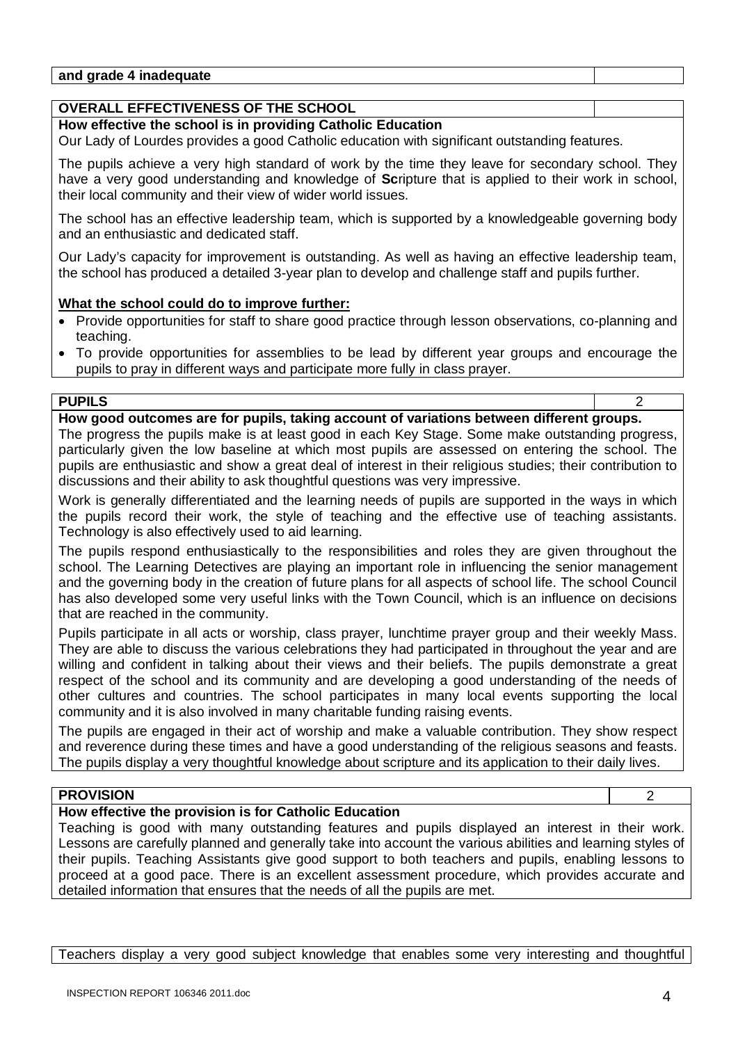| and grade 4 inadequate | |
|---|---|

| **OVERALL EFFECTIVENESS OF THE SCHOOL** | |
|---|---|

**How effective the school is in providing Catholic Education**

Our Lady of Lourdes provides a good Catholic education with significant outstanding features.

The pupils achieve a very high standard of work by the time they leave for secondary school. They have a very good understanding and knowledge of **Sc**ripture that is applied to their work in school, their local community and their view of wider world issues.

The school has an effective leadership team, which is supported by a knowledgeable governing body and an enthusiastic and dedicated staff.

Our Lady's capacity for improvement is outstanding. As well as having an effective leadership team, the school has produced a detailed 3-year plan to develop and challenge staff and pupils further.

**What the school could do to improve further:**

- Provide opportunities for staff to share good practice through lesson observations, co-planning and teaching.
- To provide opportunities for assemblies to be lead by different year groups and encourage the pupils to pray in different ways and participate more fully in class prayer.

| **PUPILS** | 2 |
|---|---|

**How good outcomes are for pupils, taking account of variations between different groups.**

The progress the pupils make is at least good in each Key Stage. Some make outstanding progress, particularly given the low baseline at which most pupils are assessed on entering the school. The pupils are enthusiastic and show a great deal of interest in their religious studies; their contribution to discussions and their ability to ask thoughtful questions was very impressive.

Work is generally differentiated and the learning needs of pupils are supported in the ways in which the pupils record their work, the style of teaching and the effective use of teaching assistants. Technology is also effectively used to aid learning.

The pupils respond enthusiastically to the responsibilities and roles they are given throughout the school. The Learning Detectives are playing an important role in influencing the senior management and the governing body in the creation of future plans for all aspects of school life. The school Council has also developed some very useful links with the Town Council, which is an influence on decisions that are reached in the community.

Pupils participate in all acts or worship, class prayer, lunchtime prayer group and their weekly Mass. They are able to discuss the various celebrations they had participated in throughout the year and are willing and confident in talking about their views and their beliefs. The pupils demonstrate a great respect of the school and its community and are developing a good understanding of the needs of other cultures and countries. The school participates in many local events supporting the local community and it is also involved in many charitable funding raising events.

The pupils are engaged in their act of worship and make a valuable contribution. They show respect and reverence during these times and have a good understanding of the religious seasons and feasts. The pupils display a very thoughtful knowledge about scripture and its application to their daily lives.

| **PROVISION** | 2 |
|---|---|

**How effective the provision is for Catholic Education**

Teaching is good with many outstanding features and pupils displayed an interest in their work. Lessons are carefully planned and generally take into account the various abilities and learning styles of their pupils. Teaching Assistants give good support to both teachers and pupils, enabling lessons to proceed at a good pace. There is an excellent assessment procedure, which provides accurate and detailed information that ensures that the needs of all the pupils are met.

Teachers display a very good subject knowledge that enables some very interesting and thoughtful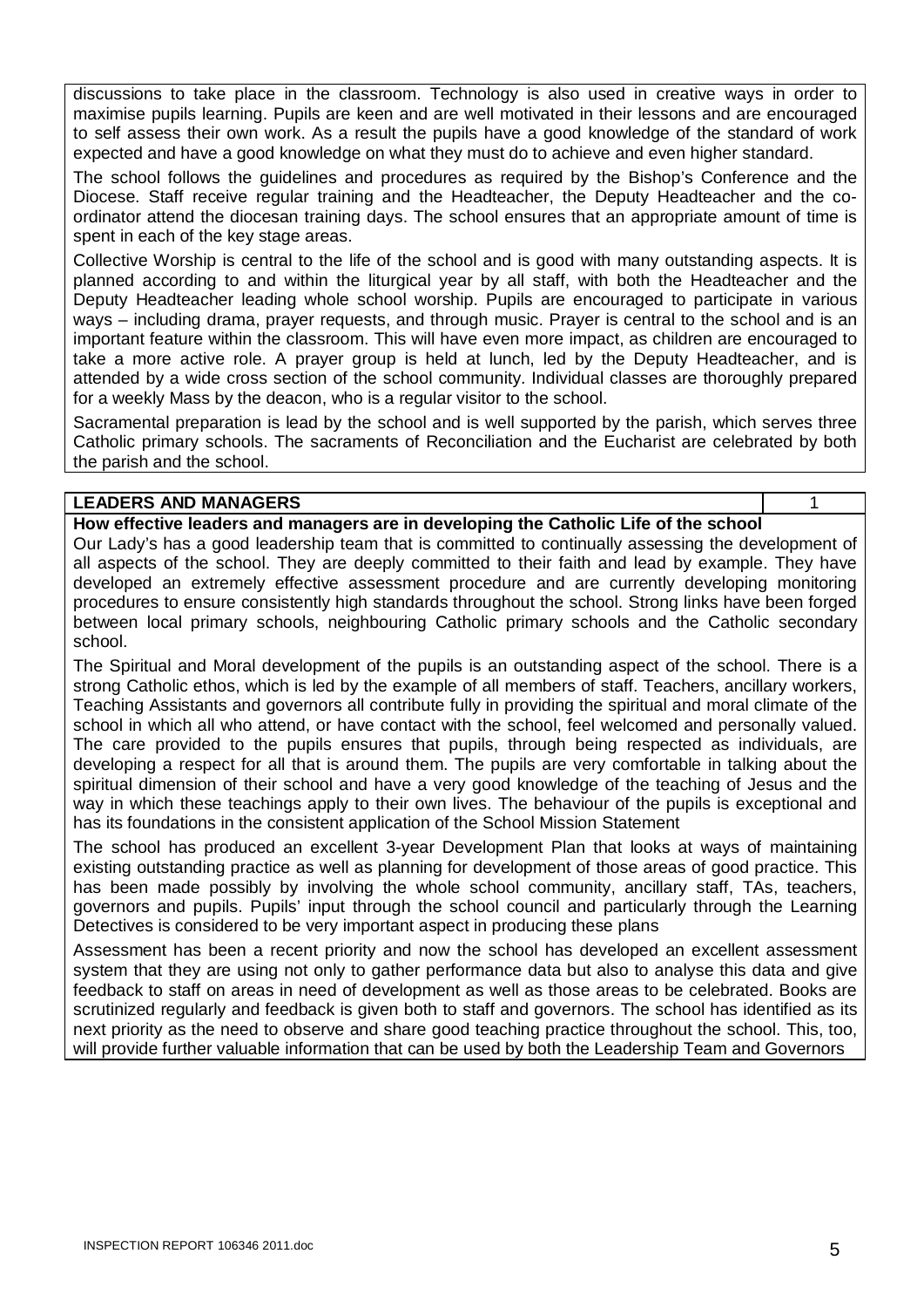discussions to take place in the classroom. Technology is also used in creative ways in order to maximise pupils learning. Pupils are keen and are well motivated in their lessons and are encouraged to self assess their own work. As a result the pupils have a good knowledge of the standard of work expected and have a good knowledge on what they must do to achieve and even higher standard.

The school follows the guidelines and procedures as required by the Bishop's Conference and the Diocese. Staff receive regular training and the Headteacher, the Deputy Headteacher and the co-ordinator attend the diocesan training days. The school ensures that an appropriate amount of time is spent in each of the key stage areas.

Collective Worship is central to the life of the school and is good with many outstanding aspects. It is planned according to and within the liturgical year by all staff, with both the Headteacher and the Deputy Headteacher leading whole school worship. Pupils are encouraged to participate in various ways – including drama, prayer requests, and through music. Prayer is central to the school and is an important feature within the classroom. This will have even more impact, as children are encouraged to take a more active role. A prayer group is held at lunch, led by the Deputy Headteacher, and is attended by a wide cross section of the school community. Individual classes are thoroughly prepared for a weekly Mass by the deacon, who is a regular visitor to the school.

Sacramental preparation is lead by the school and is well supported by the parish, which serves three Catholic primary schools. The sacraments of Reconciliation and the Eucharist are celebrated by both the parish and the school.

| **LEADERS AND MANAGERS** | 1 |
|---|---|

**How effective leaders and managers are in developing the Catholic Life of the school**

Our Lady's has a good leadership team that is committed to continually assessing the development of all aspects of the school. They are deeply committed to their faith and lead by example. They have developed an extremely effective assessment procedure and are currently developing monitoring procedures to ensure consistently high standards throughout the school. Strong links have been forged between local primary schools, neighbouring Catholic primary schools and the Catholic secondary school.

The Spiritual and Moral development of the pupils is an outstanding aspect of the school. There is a strong Catholic ethos, which is led by the example of all members of staff. Teachers, ancillary workers, Teaching Assistants and governors all contribute fully in providing the spiritual and moral climate of the school in which all who attend, or have contact with the school, feel welcomed and personally valued. The care provided to the pupils ensures that pupils, through being respected as individuals, are developing a respect for all that is around them. The pupils are very comfortable in talking about the spiritual dimension of their school and have a very good knowledge of the teaching of Jesus and the way in which these teachings apply to their own lives. The behaviour of the pupils is exceptional and has its foundations in the consistent application of the School Mission Statement

The school has produced an excellent 3-year Development Plan that looks at ways of maintaining existing outstanding practice as well as planning for development of those areas of good practice. This has been made possibly by involving the whole school community, ancillary staff, TAs, teachers, governors and pupils. Pupils' input through the school council and particularly through the Learning Detectives is considered to be very important aspect in producing these plans

Assessment has been a recent priority and now the school has developed an excellent assessment system that they are using not only to gather performance data but also to analyse this data and give feedback to staff on areas in need of development as well as those areas to be celebrated. Books are scrutinized regularly and feedback is given both to staff and governors. The school has identified as its next priority as the need to observe and share good teaching practice throughout the school. This, too, will provide further valuable information that can be used by both the Leadership Team and Governors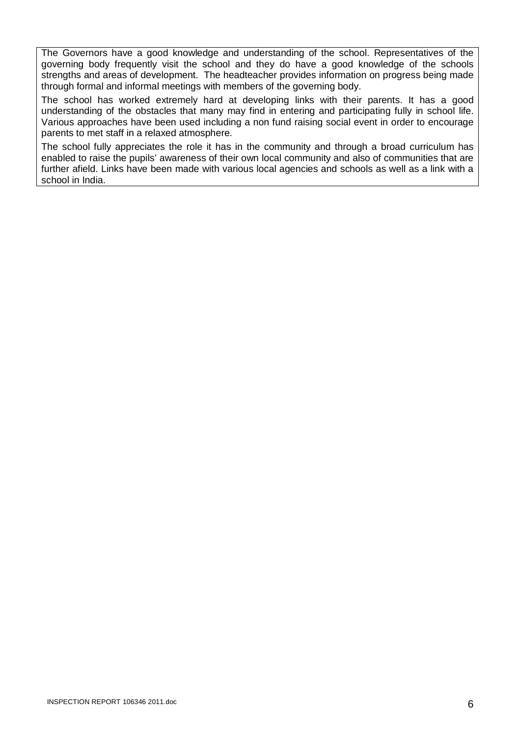The Governors have a good knowledge and understanding of the school. Representatives of the governing body frequently visit the school and they do have a good knowledge of the schools strengths and areas of development. The headteacher provides information on progress being made through formal and informal meetings with members of the governing body.

The school has worked extremely hard at developing links with their parents. It has a good understanding of the obstacles that many may find in entering and participating fully in school life. Various approaches have been used including a non fund raising social event in order to encourage parents to met staff in a relaxed atmosphere.

The school fully appreciates the role it has in the community and through a broad curriculum has enabled to raise the pupils' awareness of their own local community and also of communities that are further afield. Links have been made with various local agencies and schools as well as a link with a school in India.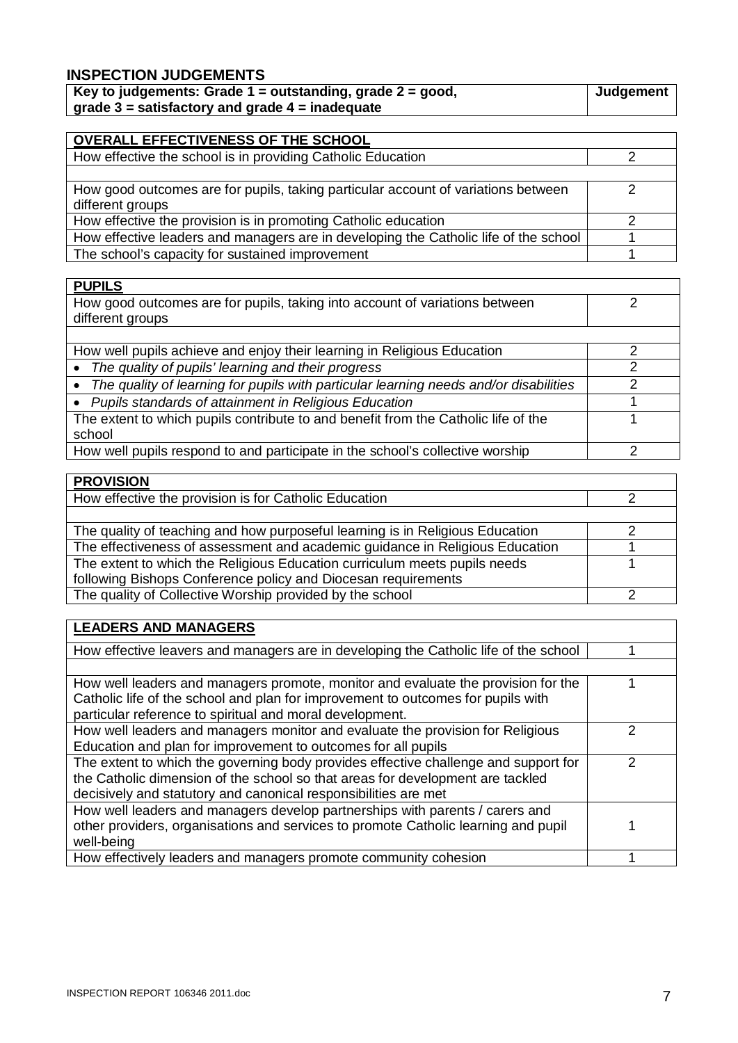## INSPECTION JUDGEMENTS

| Key to judgements: Grade 1 = outstanding, grade 2 = good, grade 3 = satisfactory and grade 4 = inadequate | Judgement |
|---|---|

| **OVERALL EFFECTIVENESS OF THE SCHOOL** | |
|---|---|
| How effective the school is in providing Catholic Education | 2 |
| | |
| How good outcomes are for pupils, taking particular account of variations between different groups | 2 |
| How effective the provision is in promoting Catholic education | 2 |
| How effective leaders and managers are in developing the Catholic life of the school | 1 |
| The school's capacity for sustained improvement | 1 |

| **PUPILS** | |
|---|---|
| How good outcomes are for pupils, taking into account of variations between different groups | 2 |
| | |
| How well pupils achieve and enjoy their learning in Religious Education | 2 |
| • *The quality of pupils' learning and their progress* | 2 |
| • *The quality of learning for pupils with particular learning needs and/or disabilities* | 2 |
| • *Pupils standards of attainment in Religious Education* | 1 |
| The extent to which pupils contribute to and benefit from the Catholic life of the school | 1 |
| How well pupils respond to and participate in the school's collective worship | 2 |

| **PROVISION** | |
|---|---|
| How effective the provision is for Catholic Education | 2 |
| | |
| The quality of teaching and how purposeful learning is in Religious Education | 2 |
| The effectiveness of assessment and academic guidance in Religious Education | 1 |
| The extent to which the Religious Education curriculum meets pupils needs following Bishops Conference policy and Diocesan requirements | 1 |
| The quality of Collective Worship provided by the school | 2 |

| **LEADERS AND MANAGERS** | |
|---|---|
| How effective leavers and managers are in developing the Catholic life of the school | 1 |
| | |
| How well leaders and managers promote, monitor and evaluate the provision for the Catholic life of the school and plan for improvement to outcomes for pupils with particular reference to spiritual and moral development. | 1 |
| How well leaders and managers monitor and evaluate the provision for Religious Education and plan for improvement to outcomes for all pupils | 2 |
| The extent to which the governing body provides effective challenge and support for the Catholic dimension of the school so that areas for development are tackled decisively and statutory and canonical responsibilities are met | 2 |
| How well leaders and managers develop partnerships with parents / carers and other providers, organisations and services to promote Catholic learning and pupil well-being | 1 |
| How effectively leaders and managers promote community cohesion | 1 |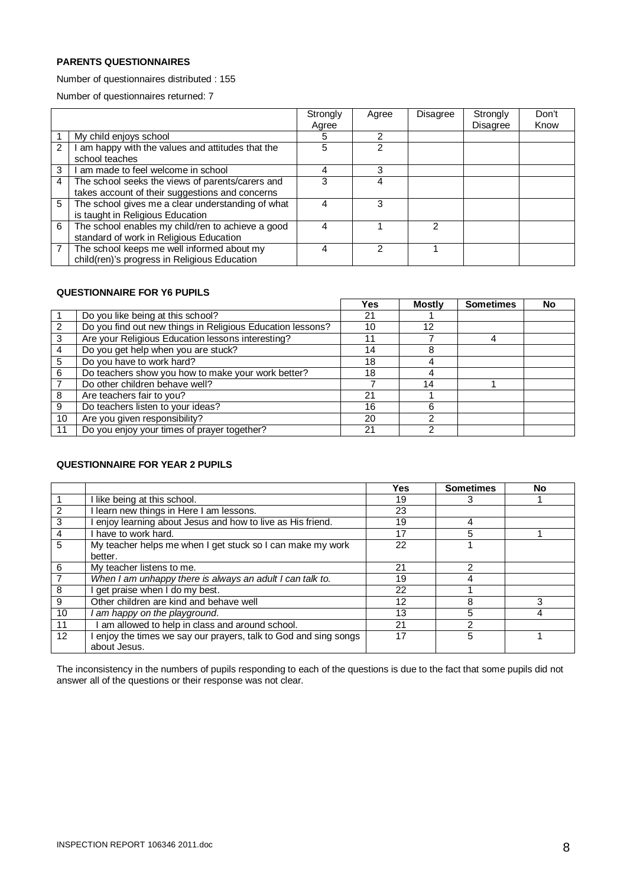**PARENTS QUESTIONNAIRES**

Number of questionnaires distributed : 155

Number of questionnaires returned: 7

| | | Strongly Agree | Agree | Disagree | Strongly Disagree | Don't Know |
|---|---|---|---|---|---|---|
| 1 | My child enjoys school | 5 | 2 | | | |
| 2 | I am happy with the values and attitudes that the school teaches | 5 | 2 | | | |
| 3 | I am made to feel welcome in school | 4 | 3 | | | |
| 4 | The school seeks the views of parents/carers and takes account of their suggestions and concerns | 3 | 4 | | | |
| 5 | The school gives me a clear understanding of what is taught in Religious Education | 4 | 3 | | | |
| 6 | The school enables my child/ren to achieve a good standard of work in Religious Education | 4 | 1 | 2 | | |
| 7 | The school keeps me well informed about my child(ren)'s progress in Religious Education | 4 | 2 | 1 | | |

**QUESTIONNAIRE FOR Y6 PUPILS**

| | | Yes | Mostly | Sometimes | No |
|---|---|---|---|---|---|
| 1 | Do you like being at this school? | 21 | 1 | | |
| 2 | Do you find out new things in Religious Education lessons? | 10 | 12 | | |
| 3 | Are your Religious Education lessons interesting? | 11 | 7 | 4 | |
| 4 | Do you get help when you are stuck? | 14 | 8 | | |
| 5 | Do you have to work hard? | 18 | 4 | | |
| 6 | Do teachers show you how to make your work better? | 18 | 4 | | |
| 7 | Do other children behave well? | 7 | 14 | 1 | |
| 8 | Are teachers fair to you? | 21 | 1 | | |
| 9 | Do teachers listen to your ideas? | 16 | 6 | | |
| 10 | Are you given responsibility? | 20 | 2 | | |
| 11 | Do you enjoy your times of prayer together? | 21 | 2 | | |

**QUESTIONNAIRE FOR YEAR 2 PUPILS**

| | | Yes | Sometimes | No |
|---|---|---|---|---|
| 1 | I like being at this school. | 19 | 3 | 1 |
| 2 | I learn new things in Here I am lessons. | 23 | | |
| 3 | I enjoy learning about Jesus and how to live as His friend. | 19 | 4 | |
| 4 | I have to work hard. | 17 | 5 | 1 |
| 5 | My teacher helps me when I get stuck so I can make my work better. | 22 | 1 | |
| 6 | My teacher listens to me. | 21 | 2 | |
| 7 | *When I am unhappy there is always an adult I can talk to.* | 19 | 4 | |
| 8 | I get praise when I do my best. | 22 | 1 | |
| 9 | Other children are kind and behave well | 12 | 8 | 3 |
| 10 | *I am happy on the playground.* | 13 | 5 | 4 |
| 11 | I am allowed to help in class and around school. | 21 | 2 | |
| 12 | I enjoy the times we say our prayers, talk to God and sing songs about Jesus. | 17 | 5 | 1 |

The inconsistency in the numbers of pupils responding to each of the questions is due to the fact that some pupils did not answer all of the questions or their response was not clear.